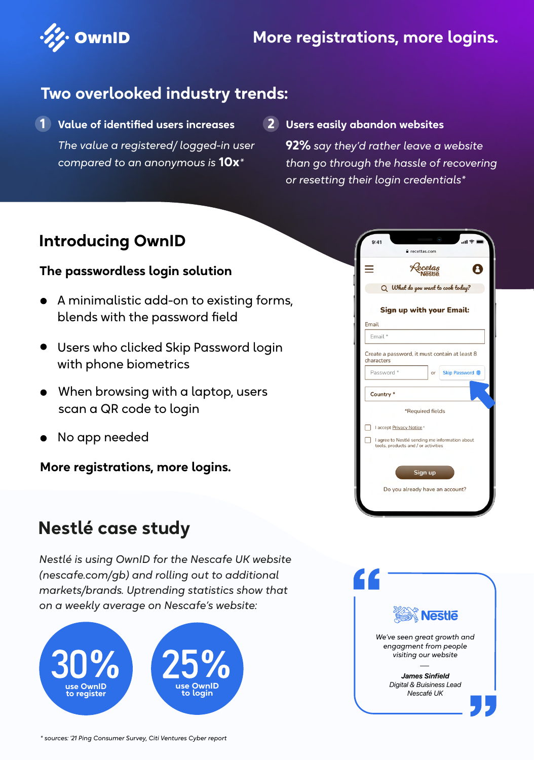OwnID

# More registrations, more logins.

## Two overlooked industry trends:

**1 Value of identified users increases**

*The value a registered/ logged-in user compared to an anonymous is* ***10x****\**

**2 Users easily abandon websites**

***92%*** *say they'd rather leave a website than go through the hassle of recovering or resetting their login credentials\**

## Introducing OwnID

### The passwordless login solution

- A minimalistic add-on to existing forms, blends with the password field
- Users who clicked Skip Password login with phone biometrics
- When browsing with a laptop, users scan a QR code to login
- No app needed

**More registrations, more logins.**

## Nestlé case study

*Nestlé is using OwnID for the Nescafe UK website (nescafe.com/gb) and rolling out to additional markets/brands. Uptrending statistics show that on a weekly average on Nescafe's website:*

**30%** use OwnID to register

**25%** use OwnID to login

> *We've seen great growth and engagment from people visiting our website*
>
> **James Sinfield**
> *Digital & Business Lead*
> *Nescafé UK*

\* sources: '21 Ping Consumer Survey, Citi Ventures Cyber report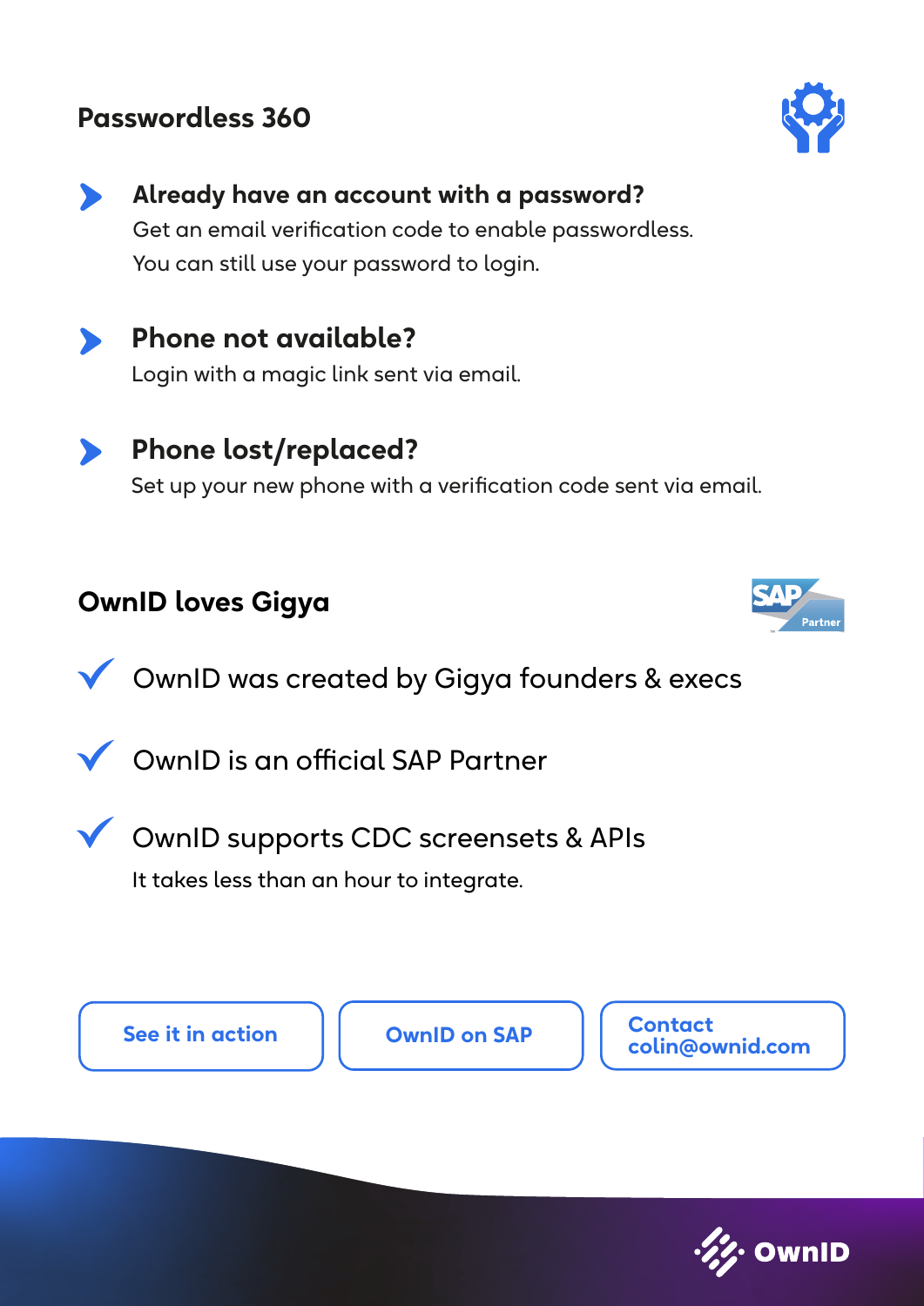## Passwordless 360

- **Already have an account with a password?**
  Get an email verification code to enable passwordless.
  You can still use your password to login.

- **Phone not available?**
  Login with a magic link sent via email.

- **Phone lost/replaced?**
  Set up your new phone with a verification code sent via email.

## OwnID loves Gigya

SAP Partner

- ✓ OwnID was created by Gigya founders & execs
- ✓ OwnID is an official SAP Partner
- ✓ OwnID supports CDC screensets & APIs
  It takes less than an hour to integrate.

See it in action | OwnID on SAP | Contact colin@ownid.com

OwnID